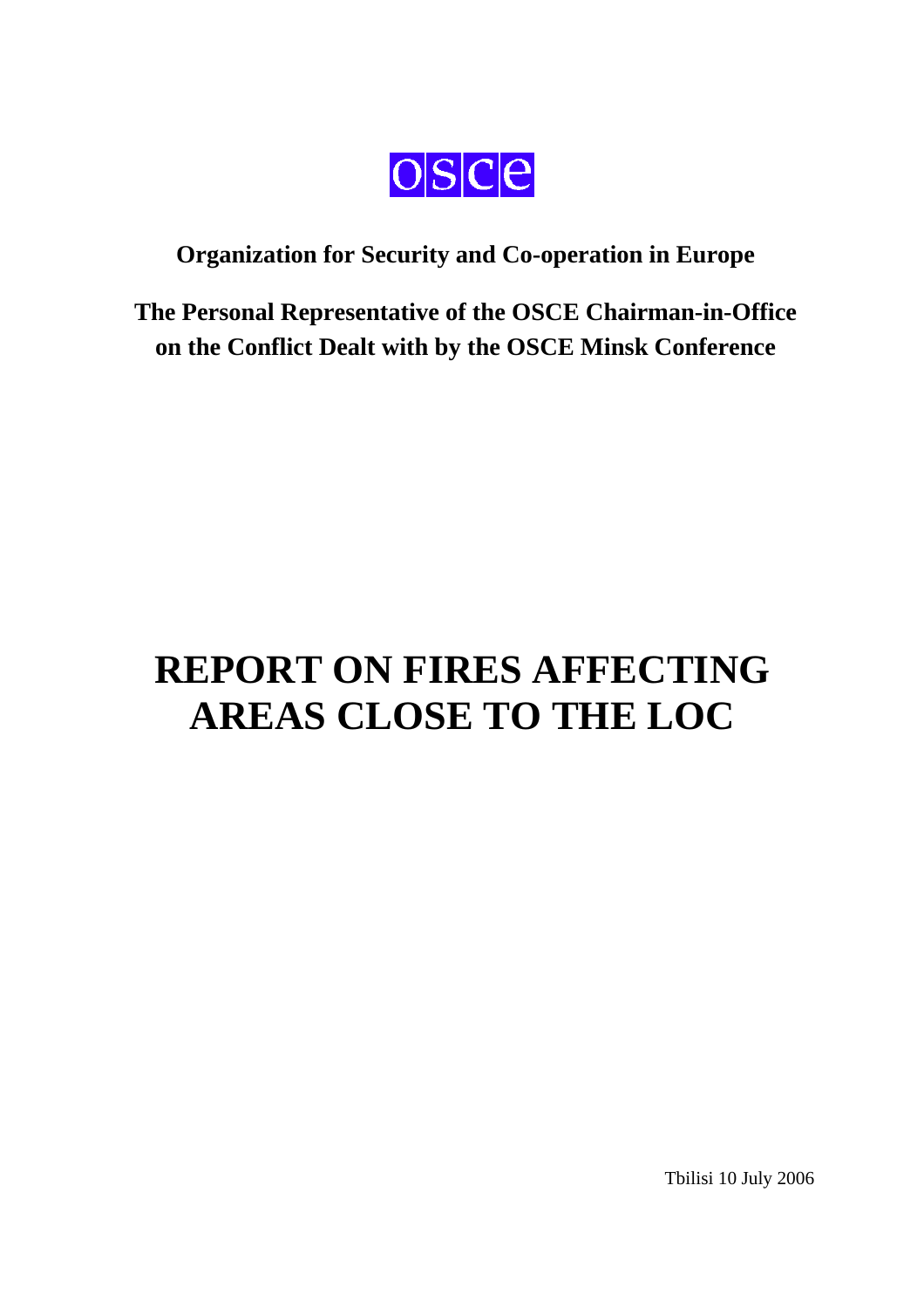OSCE

**Organization for Security and Co-operation in Europe**

**The Personal Representative of the OSCE Chairman-in-Office on the Conflict Dealt with by the OSCE Minsk Conference**

# REPORT ON FIRES AFFECTING AREAS CLOSE TO THE LOC

Tbilisi 10 July 2006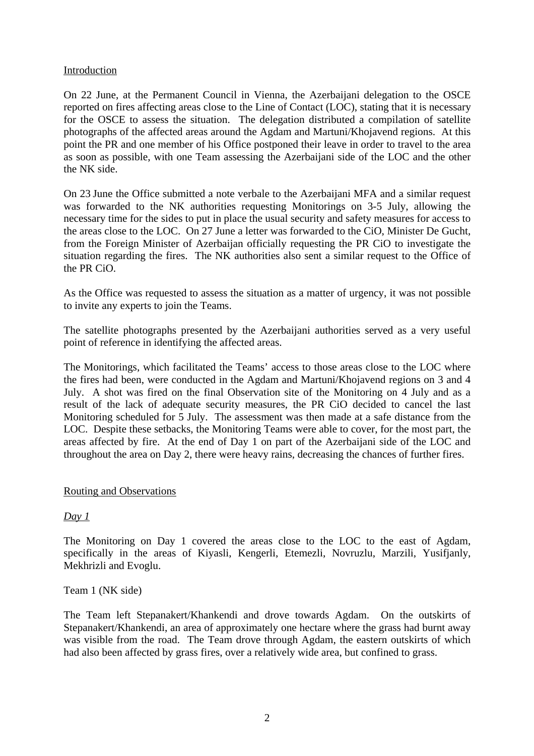Introduction

On 22 June, at the Permanent Council in Vienna, the Azerbaijani delegation to the OSCE reported on fires affecting areas close to the Line of Contact (LOC), stating that it is necessary for the OSCE to assess the situation. The delegation distributed a compilation of satellite photographs of the affected areas around the Agdam and Martuni/Khojavend regions. At this point the PR and one member of his Office postponed their leave in order to travel to the area as soon as possible, with one Team assessing the Azerbaijani side of the LOC and the other the NK side.

On 23 June the Office submitted a note verbale to the Azerbaijani MFA and a similar request was forwarded to the NK authorities requesting Monitorings on 3-5 July, allowing the necessary time for the sides to put in place the usual security and safety measures for access to the areas close to the LOC. On 27 June a letter was forwarded to the CiO, Minister De Gucht, from the Foreign Minister of Azerbaijan officially requesting the PR CiO to investigate the situation regarding the fires. The NK authorities also sent a similar request to the Office of the PR CiO.

As the Office was requested to assess the situation as a matter of urgency, it was not possible to invite any experts to join the Teams.

The satellite photographs presented by the Azerbaijani authorities served as a very useful point of reference in identifying the affected areas.

The Monitorings, which facilitated the Teams' access to those areas close to the LOC where the fires had been, were conducted in the Agdam and Martuni/Khojavend regions on 3 and 4 July. A shot was fired on the final Observation site of the Monitoring on 4 July and as a result of the lack of adequate security measures, the PR CiO decided to cancel the last Monitoring scheduled for 5 July. The assessment was then made at a safe distance from the LOC. Despite these setbacks, the Monitoring Teams were able to cover, for the most part, the areas affected by fire. At the end of Day 1 on part of the Azerbaijani side of the LOC and throughout the area on Day 2, there were heavy rains, decreasing the chances of further fires.

Routing and Observations

*Day 1*

The Monitoring on Day 1 covered the areas close to the LOC to the east of Agdam, specifically in the areas of Kiyasli, Kengerli, Etemezli, Novruzlu, Marzili, Yusifjanly, Mekhrizli and Evoglu.

Team 1 (NK side)

The Team left Stepanakert/Khankendi and drove towards Agdam. On the outskirts of Stepanakert/Khankendi, an area of approximately one hectare where the grass had burnt away was visible from the road. The Team drove through Agdam, the eastern outskirts of which had also been affected by grass fires, over a relatively wide area, but confined to grass.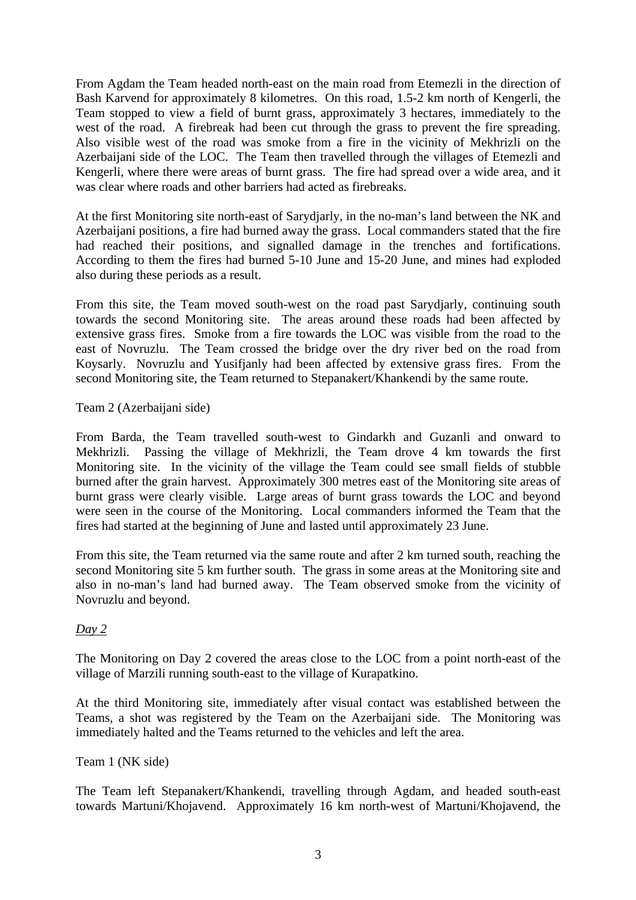From Agdam the Team headed north-east on the main road from Etemezli in the direction of Bash Karvend for approximately 8 kilometres. On this road, 1.5-2 km north of Kengerli, the Team stopped to view a field of burnt grass, approximately 3 hectares, immediately to the west of the road. A firebreak had been cut through the grass to prevent the fire spreading. Also visible west of the road was smoke from a fire in the vicinity of Mekhrizli on the Azerbaijani side of the LOC. The Team then travelled through the villages of Etemezli and Kengerli, where there were areas of burnt grass. The fire had spread over a wide area, and it was clear where roads and other barriers had acted as firebreaks.

At the first Monitoring site north-east of Sarydjarly, in the no-man's land between the NK and Azerbaijani positions, a fire had burned away the grass. Local commanders stated that the fire had reached their positions, and signalled damage in the trenches and fortifications. According to them the fires had burned 5-10 June and 15-20 June, and mines had exploded also during these periods as a result.

From this site, the Team moved south-west on the road past Sarydjarly, continuing south towards the second Monitoring site. The areas around these roads had been affected by extensive grass fires. Smoke from a fire towards the LOC was visible from the road to the east of Novruzlu. The Team crossed the bridge over the dry river bed on the road from Koysarly. Novruzlu and Yusifjanly had been affected by extensive grass fires. From the second Monitoring site, the Team returned to Stepanakert/Khankendi by the same route.

Team 2 (Azerbaijani side)

From Barda, the Team travelled south-west to Gindarkh and Guzanli and onward to Mekhrizli. Passing the village of Mekhrizli, the Team drove 4 km towards the first Monitoring site. In the vicinity of the village the Team could see small fields of stubble burned after the grain harvest. Approximately 300 metres east of the Monitoring site areas of burnt grass were clearly visible. Large areas of burnt grass towards the LOC and beyond were seen in the course of the Monitoring. Local commanders informed the Team that the fires had started at the beginning of June and lasted until approximately 23 June.

From this site, the Team returned via the same route and after 2 km turned south, reaching the second Monitoring site 5 km further south. The grass in some areas at the Monitoring site and also in no-man's land had burned away. The Team observed smoke from the vicinity of Novruzlu and beyond.

*Day 2*

The Monitoring on Day 2 covered the areas close to the LOC from a point north-east of the village of Marzili running south-east to the village of Kurapatkino.

At the third Monitoring site, immediately after visual contact was established between the Teams, a shot was registered by the Team on the Azerbaijani side. The Monitoring was immediately halted and the Teams returned to the vehicles and left the area.

Team 1 (NK side)

The Team left Stepanakert/Khankendi, travelling through Agdam, and headed south-east towards Martuni/Khojavend. Approximately 16 km north-west of Martuni/Khojavend, the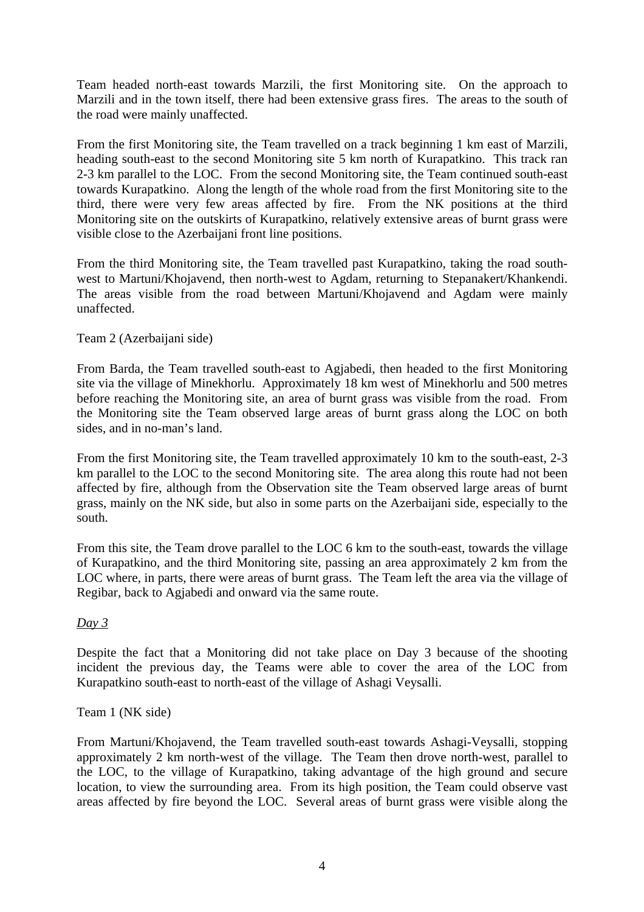Team headed north-east towards Marzili, the first Monitoring site. On the approach to Marzili and in the town itself, there had been extensive grass fires. The areas to the south of the road were mainly unaffected.

From the first Monitoring site, the Team travelled on a track beginning 1 km east of Marzili, heading south-east to the second Monitoring site 5 km north of Kurapatkino. This track ran 2-3 km parallel to the LOC. From the second Monitoring site, the Team continued south-east towards Kurapatkino. Along the length of the whole road from the first Monitoring site to the third, there were very few areas affected by fire. From the NK positions at the third Monitoring site on the outskirts of Kurapatkino, relatively extensive areas of burnt grass were visible close to the Azerbaijani front line positions.

From the third Monitoring site, the Team travelled past Kurapatkino, taking the road south-west to Martuni/Khojavend, then north-west to Agdam, returning to Stepanakert/Khankendi. The areas visible from the road between Martuni/Khojavend and Agdam were mainly unaffected.

Team 2 (Azerbaijani side)

From Barda, the Team travelled south-east to Agjabedi, then headed to the first Monitoring site via the village of Minekhorlu. Approximately 18 km west of Minekhorlu and 500 metres before reaching the Monitoring site, an area of burnt grass was visible from the road. From the Monitoring site the Team observed large areas of burnt grass along the LOC on both sides, and in no-man's land.

From the first Monitoring site, the Team travelled approximately 10 km to the south-east, 2-3 km parallel to the LOC to the second Monitoring site. The area along this route had not been affected by fire, although from the Observation site the Team observed large areas of burnt grass, mainly on the NK side, but also in some parts on the Azerbaijani side, especially to the south.

From this site, the Team drove parallel to the LOC 6 km to the south-east, towards the village of Kurapatkino, and the third Monitoring site, passing an area approximately 2 km from the LOC where, in parts, there were areas of burnt grass. The Team left the area via the village of Regibar, back to Agjabedi and onward via the same route.

*Day 3*

Despite the fact that a Monitoring did not take place on Day 3 because of the shooting incident the previous day, the Teams were able to cover the area of the LOC from Kurapatkino south-east to north-east of the village of Ashagi Veysalli.

Team 1 (NK side)

From Martuni/Khojavend, the Team travelled south-east towards Ashagi-Veysalli, stopping approximately 2 km north-west of the village. The Team then drove north-west, parallel to the LOC, to the village of Kurapatkino, taking advantage of the high ground and secure location, to view the surrounding area. From its high position, the Team could observe vast areas affected by fire beyond the LOC. Several areas of burnt grass were visible along the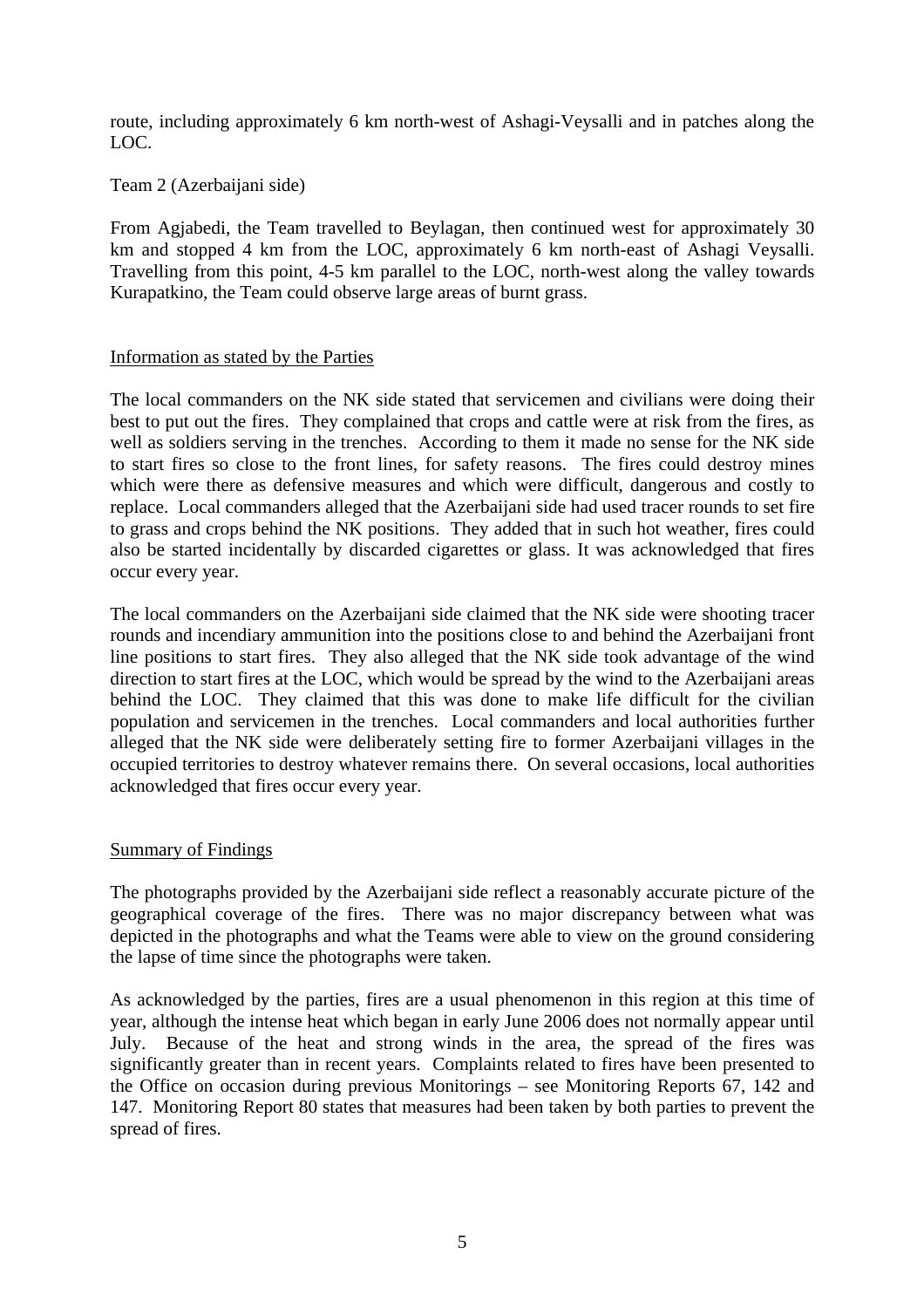route, including approximately 6 km north-west of Ashagi-Veysalli and in patches along the LOC.

Team 2 (Azerbaijani side)

From Agjabedi, the Team travelled to Beylagan, then continued west for approximately 30 km and stopped 4 km from the LOC, approximately 6 km north-east of Ashagi Veysalli. Travelling from this point, 4-5 km parallel to the LOC, north-west along the valley towards Kurapatkino, the Team could observe large areas of burnt grass.

## Information as stated by the Parties

The local commanders on the NK side stated that servicemen and civilians were doing their best to put out the fires. They complained that crops and cattle were at risk from the fires, as well as soldiers serving in the trenches. According to them it made no sense for the NK side to start fires so close to the front lines, for safety reasons. The fires could destroy mines which were there as defensive measures and which were difficult, dangerous and costly to replace. Local commanders alleged that the Azerbaijani side had used tracer rounds to set fire to grass and crops behind the NK positions. They added that in such hot weather, fires could also be started incidentally by discarded cigarettes or glass. It was acknowledged that fires occur every year.

The local commanders on the Azerbaijani side claimed that the NK side were shooting tracer rounds and incendiary ammunition into the positions close to and behind the Azerbaijani front line positions to start fires. They also alleged that the NK side took advantage of the wind direction to start fires at the LOC, which would be spread by the wind to the Azerbaijani areas behind the LOC. They claimed that this was done to make life difficult for the civilian population and servicemen in the trenches. Local commanders and local authorities further alleged that the NK side were deliberately setting fire to former Azerbaijani villages in the occupied territories to destroy whatever remains there. On several occasions, local authorities acknowledged that fires occur every year.

## Summary of Findings

The photographs provided by the Azerbaijani side reflect a reasonably accurate picture of the geographical coverage of the fires. There was no major discrepancy between what was depicted in the photographs and what the Teams were able to view on the ground considering the lapse of time since the photographs were taken.

As acknowledged by the parties, fires are a usual phenomenon in this region at this time of year, although the intense heat which began in early June 2006 does not normally appear until July. Because of the heat and strong winds in the area, the spread of the fires was significantly greater than in recent years. Complaints related to fires have been presented to the Office on occasion during previous Monitorings – see Monitoring Reports 67, 142 and 147. Monitoring Report 80 states that measures had been taken by both parties to prevent the spread of fires.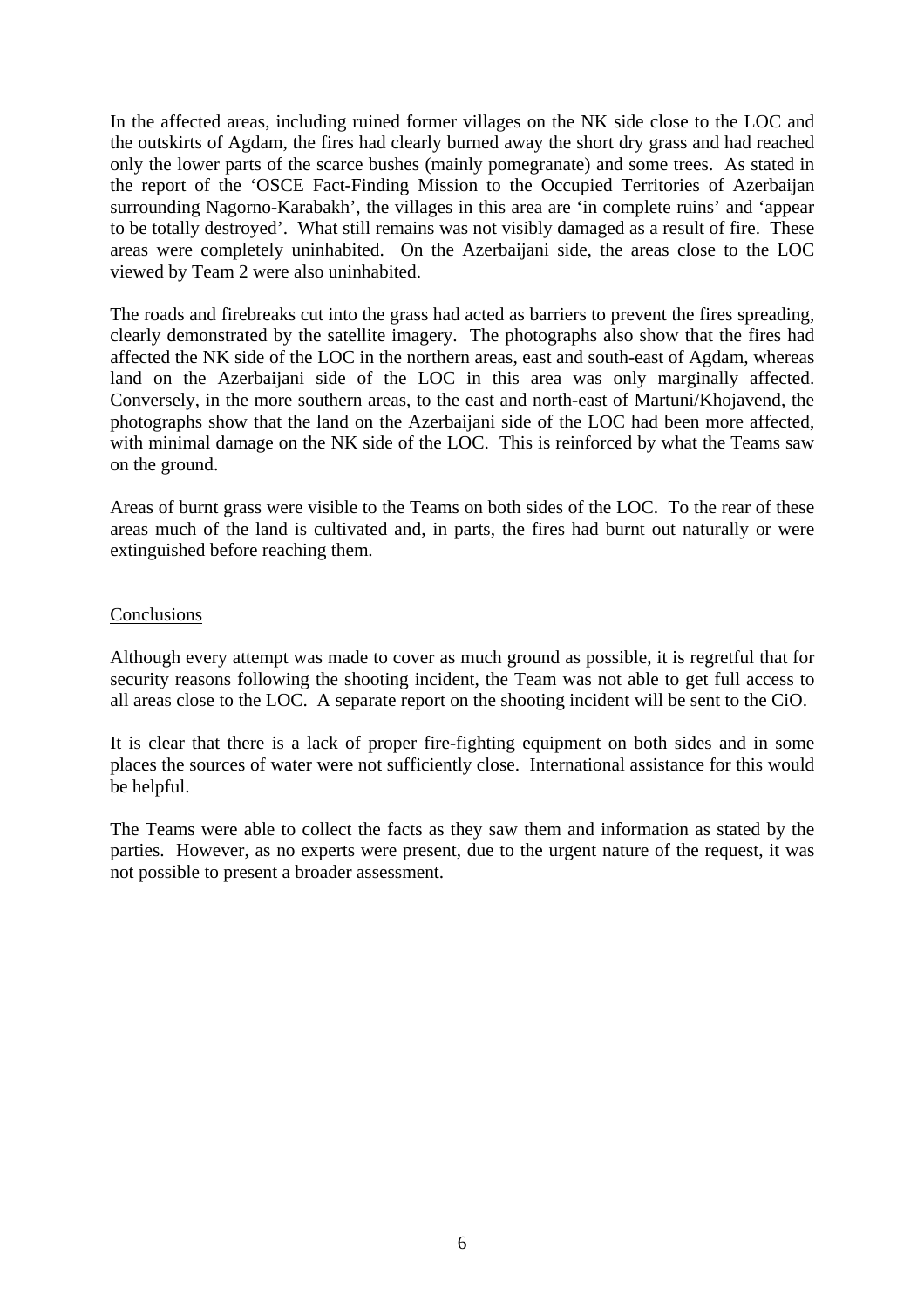In the affected areas, including ruined former villages on the NK side close to the LOC and the outskirts of Agdam, the fires had clearly burned away the short dry grass and had reached only the lower parts of the scarce bushes (mainly pomegranate) and some trees. As stated in the report of the 'OSCE Fact-Finding Mission to the Occupied Territories of Azerbaijan surrounding Nagorno-Karabakh', the villages in this area are 'in complete ruins' and 'appear to be totally destroyed'. What still remains was not visibly damaged as a result of fire. These areas were completely uninhabited. On the Azerbaijani side, the areas close to the LOC viewed by Team 2 were also uninhabited.

The roads and firebreaks cut into the grass had acted as barriers to prevent the fires spreading, clearly demonstrated by the satellite imagery. The photographs also show that the fires had affected the NK side of the LOC in the northern areas, east and south-east of Agdam, whereas land on the Azerbaijani side of the LOC in this area was only marginally affected. Conversely, in the more southern areas, to the east and north-east of Martuni/Khojavend, the photographs show that the land on the Azerbaijani side of the LOC had been more affected, with minimal damage on the NK side of the LOC. This is reinforced by what the Teams saw on the ground.

Areas of burnt grass were visible to the Teams on both sides of the LOC. To the rear of these areas much of the land is cultivated and, in parts, the fires had burnt out naturally or were extinguished before reaching them.

## Conclusions

Although every attempt was made to cover as much ground as possible, it is regretful that for security reasons following the shooting incident, the Team was not able to get full access to all areas close to the LOC. A separate report on the shooting incident will be sent to the CiO.

It is clear that there is a lack of proper fire-fighting equipment on both sides and in some places the sources of water were not sufficiently close. International assistance for this would be helpful.

The Teams were able to collect the facts as they saw them and information as stated by the parties. However, as no experts were present, due to the urgent nature of the request, it was not possible to present a broader assessment.